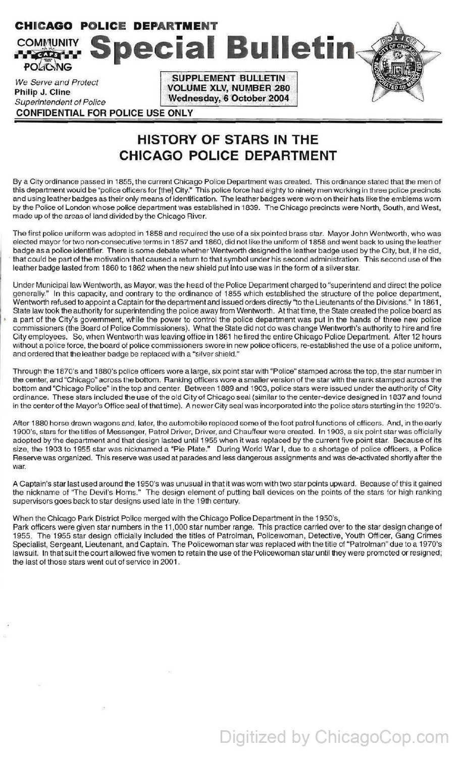**CHICAGO POLICE DEPARTMENT**

COMMUNITY CAPS POLICING

# Special Bulletin

*We Serve and Protect*
**Philip J. Cline**
*Superintendent of Police*

**SUPPLEMENT BULLETIN**
**VOLUME XLV, NUMBER 280**
**Wednesday, 6 October 2004**

**CONFIDENTIAL FOR POLICE USE ONLY**

## HISTORY OF STARS IN THE CHICAGO POLICE DEPARTMENT

By a City ordinance passed in 1855, the current Chicago Police Department was created. This ordinance stated that the men of this department would be "police officers for [the] City." This police force had eighty to ninety men working in three police precincts and using leather badges as their only means of identification. The leather badges were worn on their hats like the emblems worn by the Police of London whose police department was established in 1839. The Chicago precincts were North, South, and West, made up of the areas of land divided by the Chicago River.

The first police uniform was adopted in 1858 and required the use of a six pointed brass star. Mayor John Wentworth, who was elected mayor for two non-consecutive terms in 1857 and 1860, did not like the uniform of 1858 and went back to using the leather badge as a police identifier. There is some debate whether Wentworth designed the leather badge used by the City, but, if he did, that could be part of the motivation that caused a return to that symbol under his second administration. This second use of the leather badge lasted from 1860 to 1862 when the new shield put into use was in the form of a silver star.

Under Municipal law Wentworth, as Mayor, was the head of the Police Department charged to "superintend and direct the police generally." In this capacity, and contrary to the ordinance of 1855 which established the structure of the police department, Wentworth refused to appoint a Captain for the department and issued orders directly "to the Lieutenants of the Divisions." In 1861, State law took the authority for superintending the police away from Wentworth. At that time, the State created the police board as a part of the City's government, while the power to control the police department was put in the hands of three new police commissioners (the Board of Police Commissioners). What the State did not do was change Wentworth's authority to hire and fire City employees. So, when Wentworth was leaving office in 1861 he fired the entire Chicago Police Department. After 12 hours without a police force, the board of police commissioners swore in new police officers, re-established the use of a police uniform, and ordered that the leather badge be replaced with a "silver shield."

Through the 1870's and 1880's police officers wore a large, six point star with "Police" stamped across the top, the star number in the center, and "Chicago" across the bottom. Ranking officers wore a smaller version of the star with the rank stamped across the bottom and "Chicago Police" in the top and center. Between 1889 and 1903, police stars were issued under the authority of City ordinance. These stars included the use of the old City of Chicago seal (similar to the center-device designed in 1837 and found in the center of the Mayor's Office seal of that time). A newer City seal was incorporated into the police stars starting in the 1920's.

After 1880 horse drawn wagons and, later, the automobile replaced some of the foot patrol functions of officers. And, in the early 1900's, stars for the titles of Messenger, Patrol Driver, Driver, and Chauffeur were created. In 1903, a six point star was officially adopted by the department and that design lasted until 1955 when it was replaced by the current five point star. Because of its size, the 1903 to 1955 star was nicknamed a "Pie Plate." During World War I, due to a shortage of police officers, a Police Reserve was organized. This reserve was used at parades and less dangerous assignments and was de-activated shortly after the war.

A Captain's star last used around the 1950's was unusual in that it was worn with two star points upward. Because of this it gained the nickname of "The Devil's Horns." The design element of putting ball devices on the points of the stars for high ranking supervisors goes back to star designs used late in the 19th century.

When the Chicago Park District Police merged with the Chicago Police Department in the 1950's, Park officers were given star numbers in the 11,000 star number range. This practice carried over to the star design change of 1955. The 1955 star design officially included the titles of Patrolman, Policewoman, Detective, Youth Officer, Gang Crimes Specialist, Sergeant, Lieutenant, and Captain. The Policewoman star was replaced with the title of "Patrolman" due to a 1970's lawsuit. In that suit the court allowed five women to retain the use of the Policewoman star until they were promoted or resigned; the last of those stars went out of service in 2001.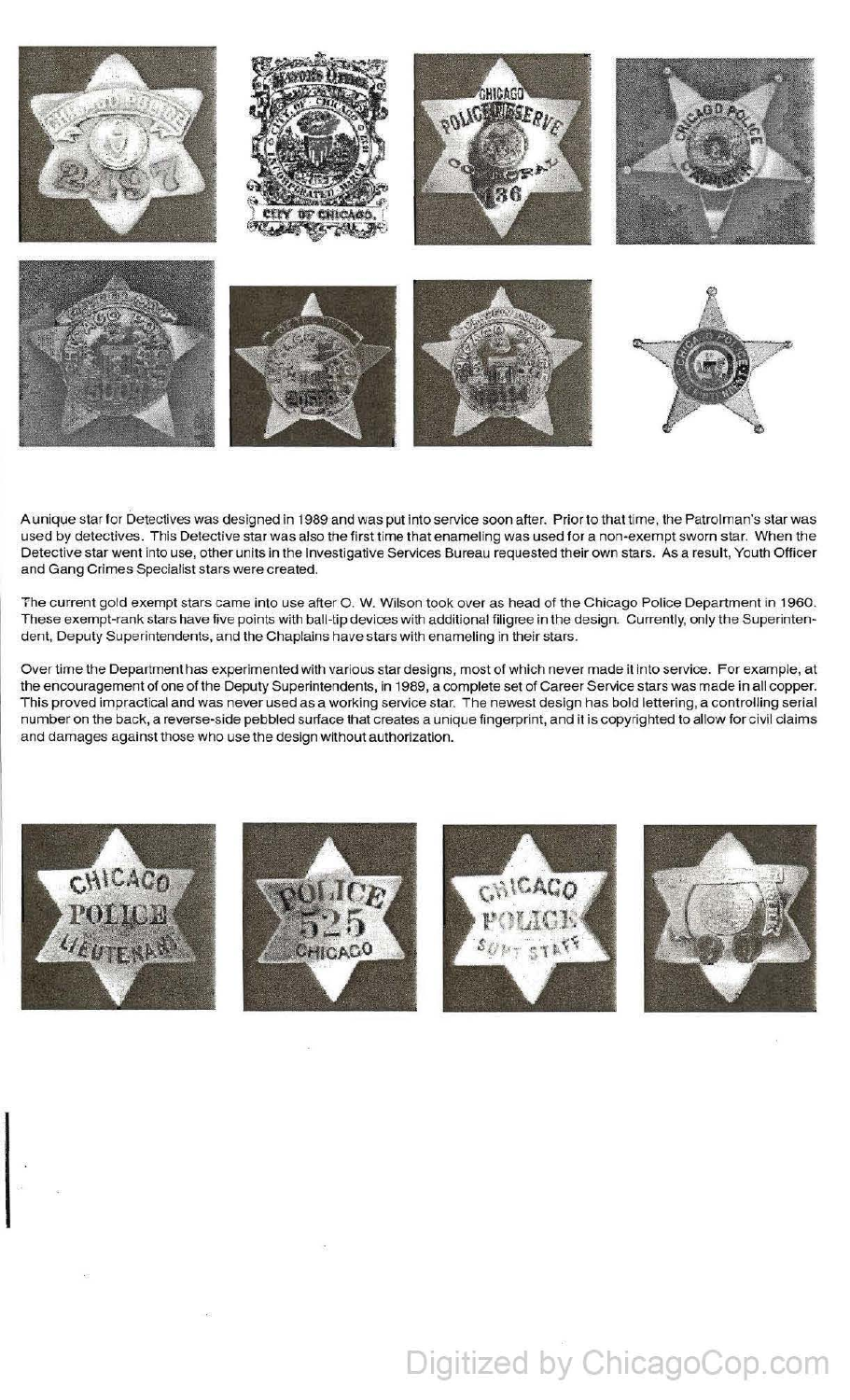A unique star for Detectives was designed in 1989 and was put into service soon after. Prior to that time, the Patrolman's star was used by detectives. This Detective star was also the first time that enameling was used for a non-exempt sworn star. When the Detective star went into use, other units in the Investigative Services Bureau requested their own stars. As a result, Youth Officer and Gang Crimes Specialist stars were created.

The current gold exempt stars came into use after O. W. Wilson took over as head of the Chicago Police Department in 1960. These exempt-rank stars have five points with ball-tip devices with additional filigree in the design. Currently, only the Superintendent, Deputy Superintendents, and the Chaplains have stars with enameling in their stars.

Over time the Department has experimented with various star designs, most of which never made it into service. For example, at the encouragement of one of the Deputy Superintendents, in 1989, a complete set of Career Service stars was made in all copper. This proved impractical and was never used as a working service star. The newest design has bold lettering, a controlling serial number on the back, a reverse-side pebbled surface that creates a unique fingerprint, and it is copyrighted to allow for civil claims and damages against those who use the design without authorization.

Digitized by ChicagoCop.com